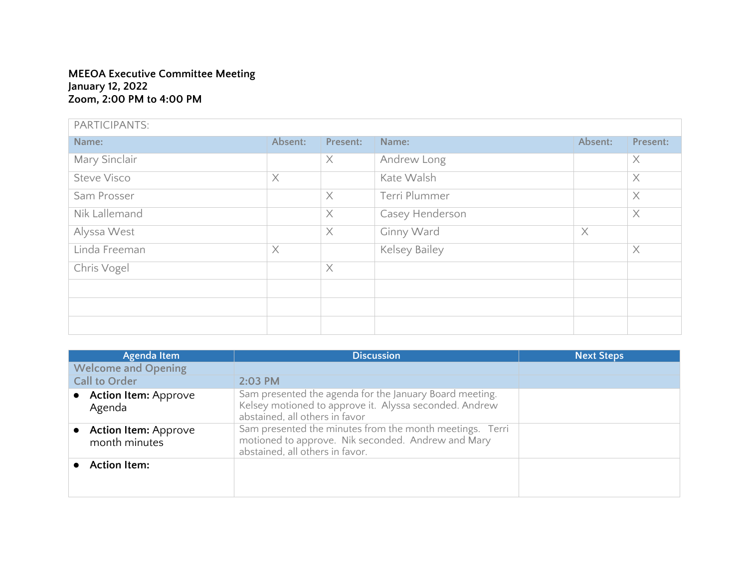**MEEOA Executive Committee Meeting**
**January 12, 2022**
**Zoom, 2:00 PM to 4:00 PM**

| PARTICIPANTS: | | | | | |
|---|---|---|---|---|---|
| **Name:** | **Absent:** | **Present:** | **Name:** | **Absent:** | **Present:** |
| Mary Sinclair | | X | Andrew Long | | X |
| Steve Visco | X | | Kate Walsh | | X |
| Sam Prosser | | X | Terri Plummer | | X |
| Nik Lallemand | | X | Casey Henderson | | X |
| Alyssa West | | X | Ginny Ward | X | |
| Linda Freeman | X | | Kelsey Bailey | | X |
| Chris Vogel | | X | | | |
| | | | | | |
| | | | | | |
| | | | | | |

| Agenda Item | Discussion | Next Steps |
|---|---|---|
| Welcome and Opening | | |
| Call to Order | 2:03 PM | |
| • **Action Item:** Approve Agenda | Sam presented the agenda for the January Board meeting. Kelsey motioned to approve it. Alyssa seconded. Andrew abstained, all others in favor | |
| • **Action Item:** Approve month minutes | Sam presented the minutes from the month meetings. Terri motioned to approve. Nik seconded. Andrew and Mary abstained, all others in favor. | |
| • **Action Item:** | | |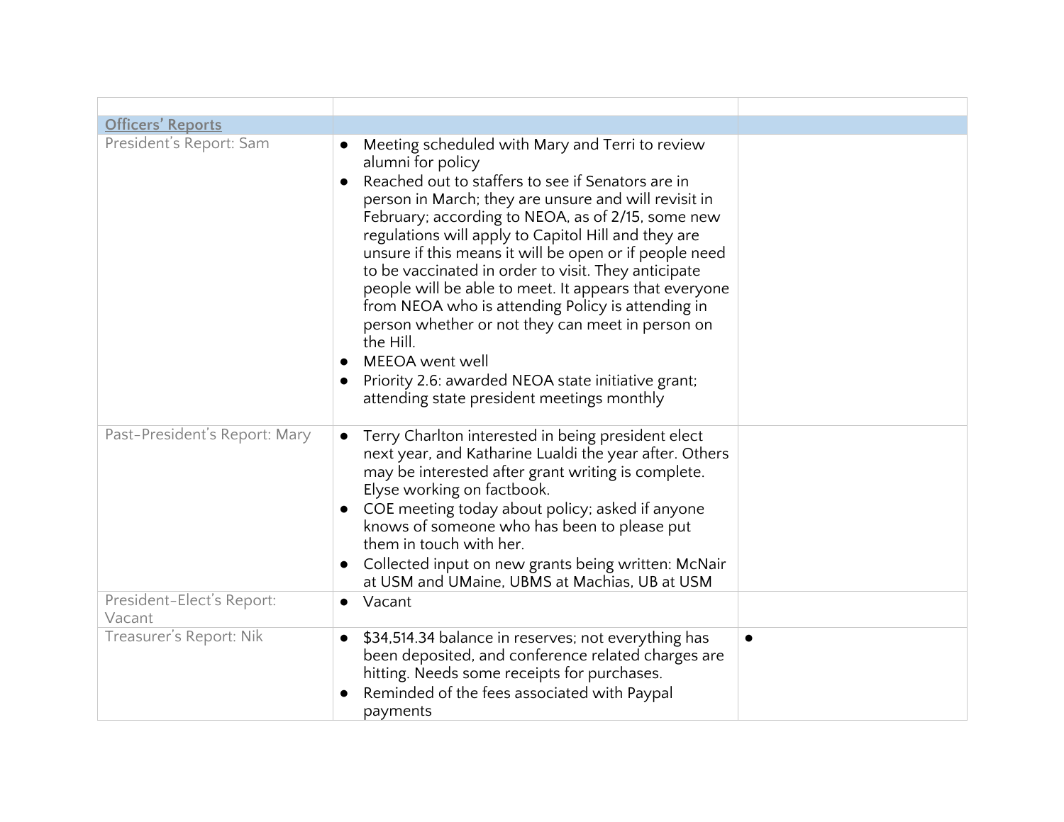| | | |
|---|---|---|
| **Officers' Reports** | | |
| President's Report: Sam | • Meeting scheduled with Mary and Terri to review alumni for policy<br>• Reached out to staffers to see if Senators are in person in March; they are unsure and will revisit in February; according to NEOA, as of 2/15, some new regulations will apply to Capitol Hill and they are unsure if this means it will be open or if people need to be vaccinated in order to visit. They anticipate people will be able to meet. It appears that everyone from NEOA who is attending Policy is attending in person whether or not they can meet in person on the Hill.<br>• MEEOA went well<br>• Priority 2.6: awarded NEOA state initiative grant; attending state president meetings monthly | |
| Past-President's Report: Mary | • Terry Charlton interested in being president elect next year, and Katharine Lualdi the year after. Others may be interested after grant writing is complete. Elyse working on factbook.<br>• COE meeting today about policy; asked if anyone knows of someone who has been to please put them in touch with her.<br>• Collected input on new grants being written: McNair at USM and UMaine, UBMS at Machias, UB at USM | |
| President-Elect's Report: Vacant | • Vacant | |
| Treasurer's Report: Nik | • $34,514.34 balance in reserves; not everything has been deposited, and conference related charges are hitting. Needs some receipts for purchases.<br>• Reminded of the fees associated with Paypal payments | • |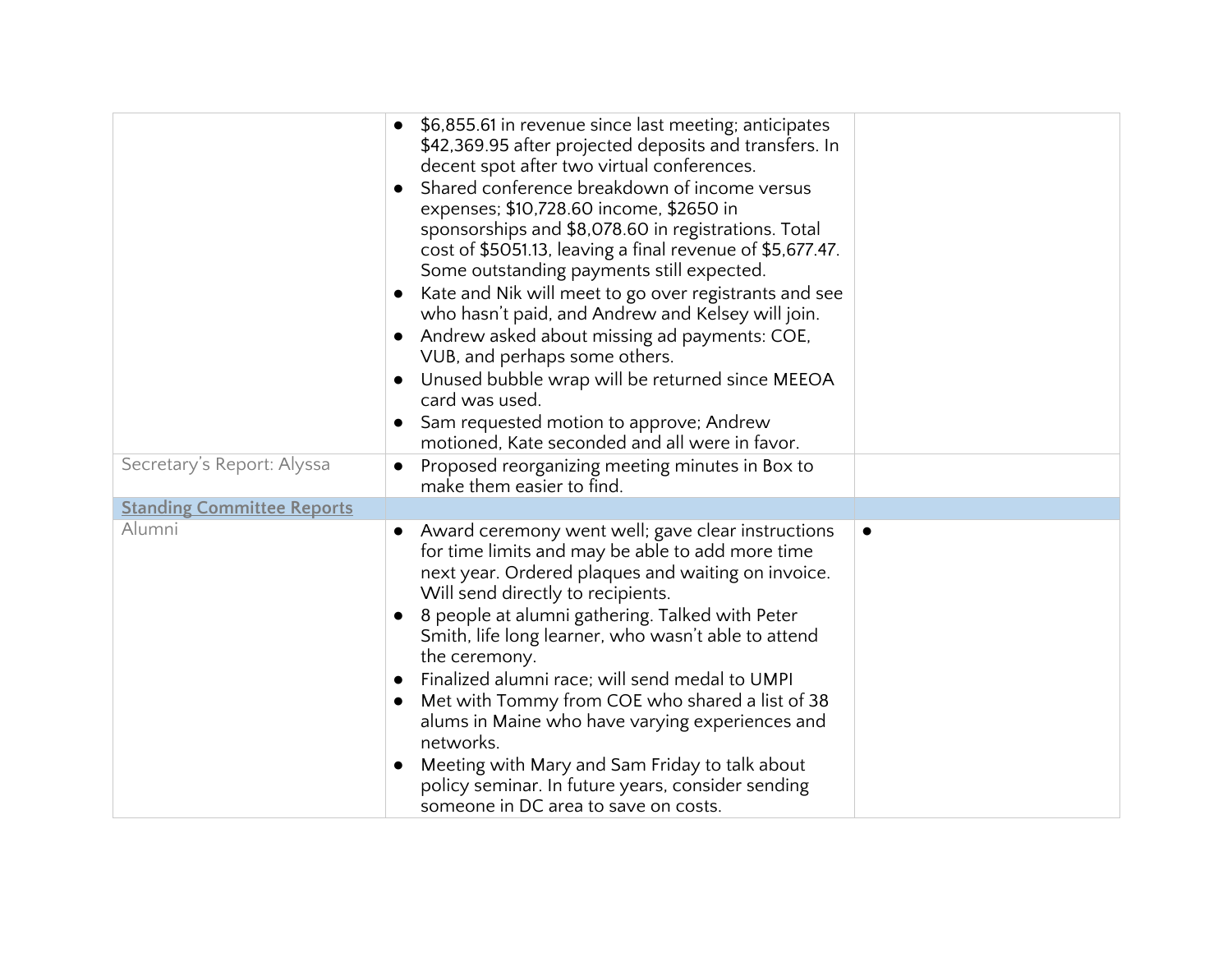| | | |
|---|---|---|
| | • $6,855.61 in revenue since last meeting; anticipates $42,369.95 after projected deposits and transfers. In decent spot after two virtual conferences.<br>• Shared conference breakdown of income versus expenses; $10,728.60 income, $2650 in sponsorships and $8,078.60 in registrations. Total cost of $5051.13, leaving a final revenue of $5,677.47. Some outstanding payments still expected.<br>• Kate and Nik will meet to go over registrants and see who hasn't paid, and Andrew and Kelsey will join.<br>• Andrew asked about missing ad payments: COE, VUB, and perhaps some others.<br>• Unused bubble wrap will be returned since MEEOA card was used.<br>• Sam requested motion to approve; Andrew motioned, Kate seconded and all were in favor. | |
| Secretary's Report: Alyssa | • Proposed reorganizing meeting minutes in Box to make them easier to find. | |
| **Standing Committee Reports** | | |
| Alumni | • Award ceremony went well; gave clear instructions for time limits and may be able to add more time next year. Ordered plaques and waiting on invoice. Will send directly to recipients.<br>• 8 people at alumni gathering. Talked with Peter Smith, life long learner, who wasn't able to attend the ceremony.<br>• Finalized alumni race; will send medal to UMPI<br>• Met with Tommy from COE who shared a list of 38 alums in Maine who have varying experiences and networks.<br>• Meeting with Mary and Sam Friday to talk about policy seminar. In future years, consider sending someone in DC area to save on costs. | • |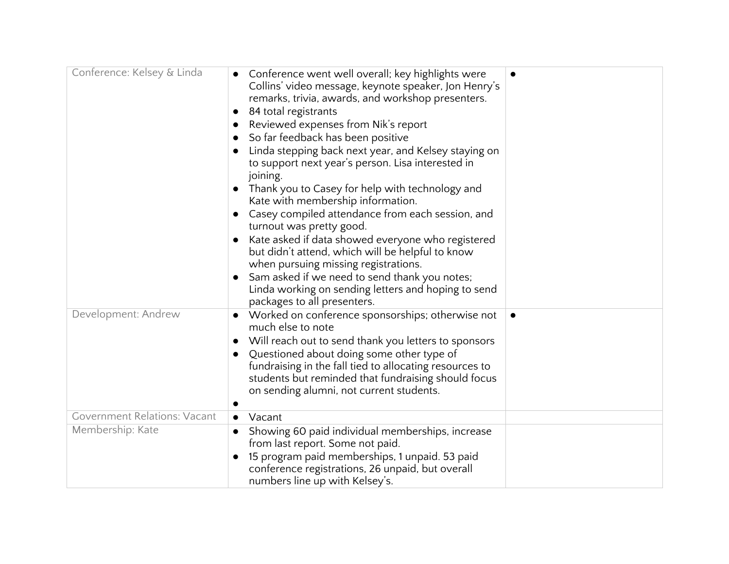| | | |
|---|---|---|
| Conference: Kelsey & Linda | • Conference went well overall; key highlights were Collins' video message, keynote speaker, Jon Henry's remarks, trivia, awards, and workshop presenters.<br>• 84 total registrants<br>• Reviewed expenses from Nik's report<br>• So far feedback has been positive<br>• Linda stepping back next year, and Kelsey staying on to support next year's person. Lisa interested in joining.<br>• Thank you to Casey for help with technology and Kate with membership information.<br>• Casey compiled attendance from each session, and turnout was pretty good.<br>• Kate asked if data showed everyone who registered but didn't attend, which will be helpful to know when pursuing missing registrations.<br>• Sam asked if we need to send thank you notes; Linda working on sending letters and hoping to send packages to all presenters. | • |
| Development: Andrew | • Worked on conference sponsorships; otherwise not much else to note<br>• Will reach out to send thank you letters to sponsors<br>• Questioned about doing some other type of fundraising in the fall tied to allocating resources to students but reminded that fundraising should focus on sending alumni, not current students.<br>• | • |
| Government Relations: Vacant | • Vacant | |
| Membership: Kate | • Showing 60 paid individual memberships, increase from last report. Some not paid.<br>• 15 program paid memberships, 1 unpaid. 53 paid conference registrations, 26 unpaid, but overall numbers line up with Kelsey's. | |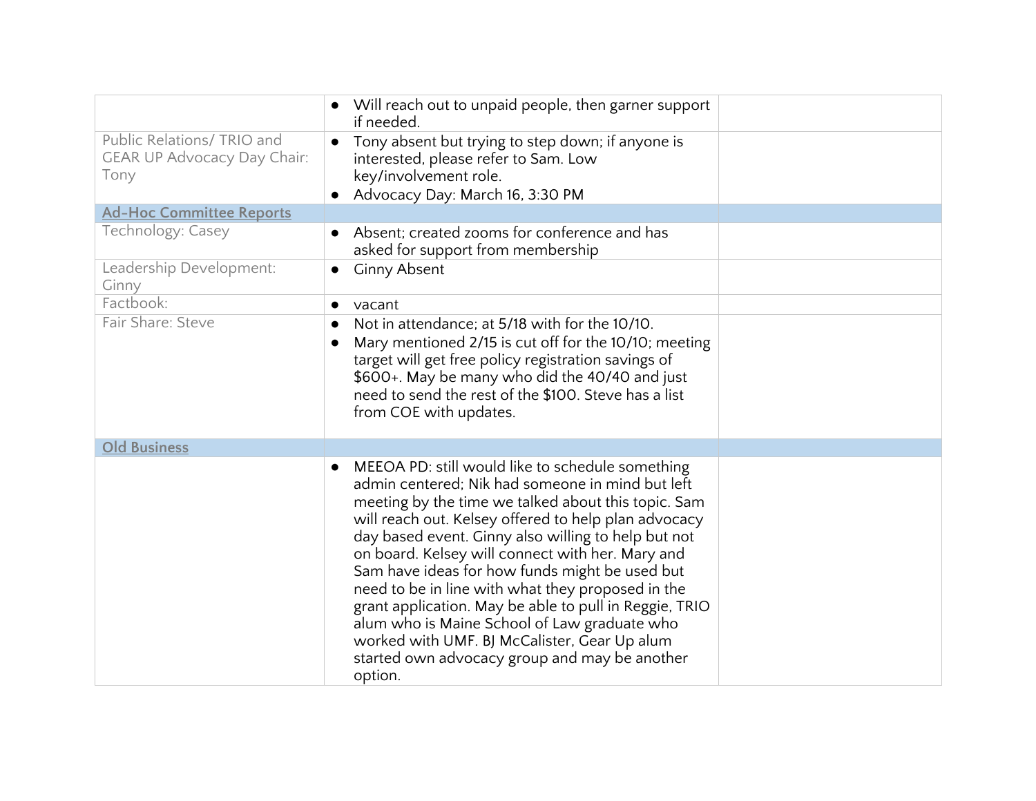|  |  |  |
|---|---|---|
|  | • Will reach out to unpaid people, then garner support if needed. |  |
| Public Relations/ TRIO and GEAR UP Advocacy Day Chair: Tony | • Tony absent but trying to step down; if anyone is interested, please refer to Sam. Low key/involvement role.<br>• Advocacy Day: March 16, 3:30 PM |  |
| **Ad-Hoc Committee Reports** |  |  |
| Technology: Casey | • Absent; created zooms for conference and has asked for support from membership |  |
| Leadership Development: Ginny | • Ginny Absent |  |
| Factbook: | • vacant |  |
| Fair Share: Steve | • Not in attendance; at 5/18 with for the 10/10.<br>• Mary mentioned 2/15 is cut off for the 10/10; meeting target will get free policy registration savings of $600+. May be many who did the 40/40 and just need to send the rest of the $100. Steve has a list from COE with updates. |  |
| **Old Business** |  |  |
|  | • MEEOA PD: still would like to schedule something admin centered; Nik had someone in mind but left meeting by the time we talked about this topic. Sam will reach out. Kelsey offered to help plan advocacy day based event. Ginny also willing to help but not on board. Kelsey will connect with her. Mary and Sam have ideas for how funds might be used but need to be in line with what they proposed in the grant application. May be able to pull in Reggie, TRIO alum who is Maine School of Law graduate who worked with UMF. BJ McCalister, Gear Up alum started own advocacy group and may another option. |  |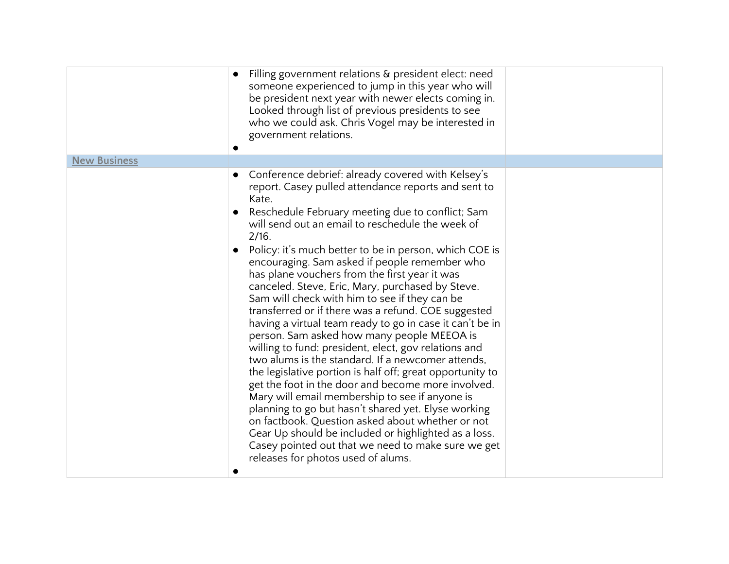| | | |
|---|---|---|
| | • Filling government relations & president elect: need someone experienced to jump in this year who will be president next year with newer elects coming in. Looked through list of previous presidents to see who we could ask. Chris Vogel may be interested in government relations.<br>• | |
| **New Business** | | |
| | • Conference debrief: already covered with Kelsey's report. Casey pulled attendance reports and sent to Kate.<br>• Reschedule February meeting due to conflict; Sam will send out an email to reschedule the week of 2/16.<br>• Policy: it's much better to be in person, which COE is encouraging. Sam asked if people remember who has plane vouchers from the first year it was canceled. Steve, Eric, Mary, purchased by Steve. Sam will check with him to see if they can be transferred or if there was a refund. COE suggested having a virtual team ready to go in case it can't be in person. Sam asked how many people MEEOA is willing to fund: president, elect, gov relations and two alums is the standard. If a newcomer attends, the legislative portion is half off; great opportunity to get the foot in the door and become more involved. Mary will email membership to see if anyone is planning to go but hasn't shared yet. Elyse working on factbook. Question asked about whether or not Gear Up should be included or highlighted as a loss. Casey pointed out that we need to make sure we get releases for photos used of alums.<br>• | |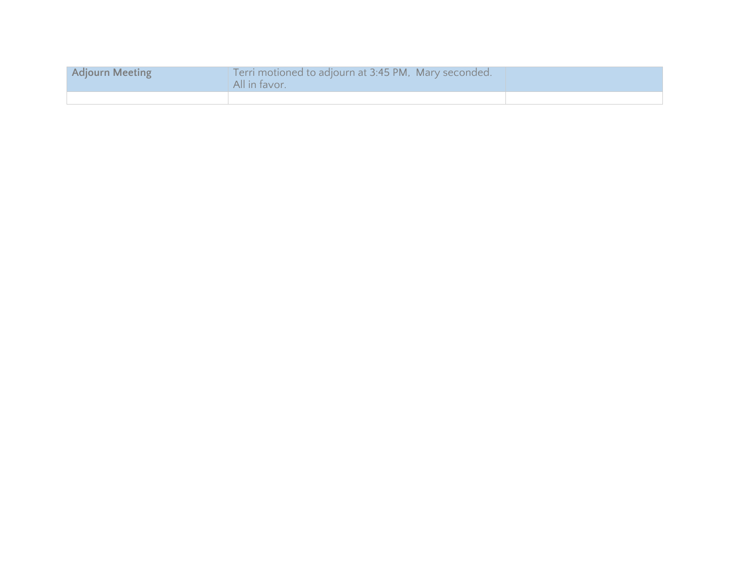| | | |
|---|---|---|
| **Adjourn Meeting** | Terri motioned to adjourn at 3:45 PM,  Mary seconded. All in favor. | |
| | | |